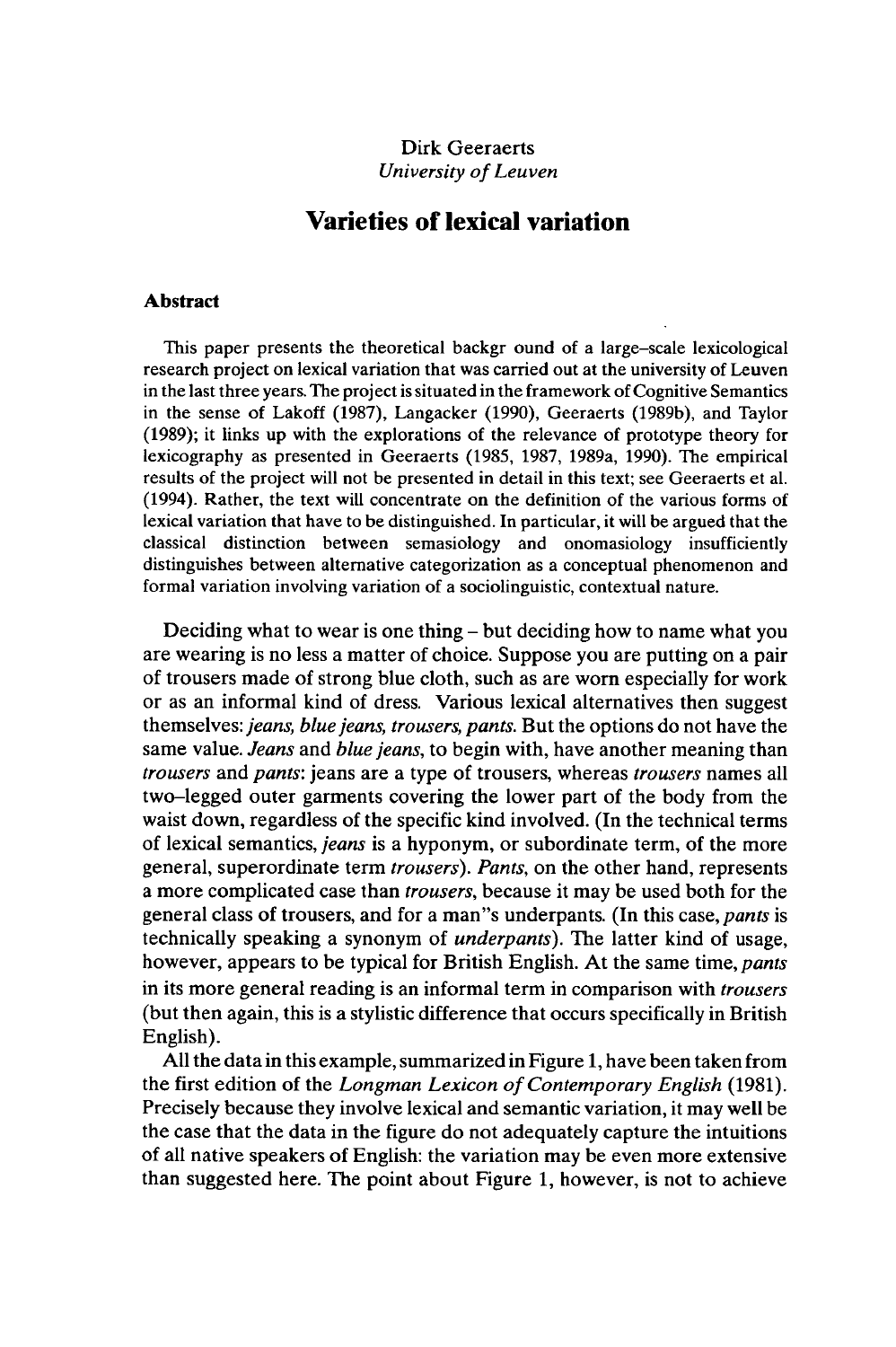Dirk Geeraerts
*University of Leuven*

# Varieties of lexical variation

### Abstract

This paper presents the theoretical backgr ound of a large-scale lexicological research project on lexical variation that was carried out at the university of Leuven in the last three years. The project is situated in the framework of Cognitive Semantics in the sense of Lakoff (1987), Langacker (1990), Geeraerts (1989b), and Taylor (1989); it links up with the explorations of the relevance of prototype theory for lexicography as presented in Geeraerts (1985, 1987, 1989a, 1990). The empirical results of the project will not be presented in detail in this text; see Geeraerts et al. (1994). Rather, the text will concentrate on the definition of the various forms of lexical variation that have to be distinguished. In particular, it will be argued that the classical distinction between semasiology and onomasiology insufficiently distinguishes between alternative categorization as a conceptual phenomenon and formal variation involving variation of a sociolinguistic, contextual nature.

Deciding what to wear is one thing – but deciding how to name what you are wearing is no less a matter of choice. Suppose you are putting on a pair of trousers made of strong blue cloth, such as are worn especially for work or as an informal kind of dress. Various lexical alternatives then suggest themselves: *jeans, blue jeans, trousers, pants.* But the options do not have the same value. *Jeans* and *blue jeans*, to begin with, have another meaning than *trousers* and *pants*: jeans are a type of trousers, whereas *trousers* names all two–legged outer garments covering the lower part of the body from the waist down, regardless of the specific kind involved. (In the technical terms of lexical semantics, *jeans* is a hyponym, or subordinate term, of the more general, superordinate term *trousers*). *Pants*, on the other hand, represents a more complicated case than *trousers*, because it may be used both for the general class of trousers, and for a man"s underpants. (In this case, *pants* is technically speaking a synonym of *underpants*). The latter kind of usage, however, appears to be typical for British English. At the same time, *pants* in its more general reading is an informal term in comparison with *trousers* (but then again, this is a stylistic difference that occurs specifically in British English).

All the data in this example, summarized in Figure 1, have been taken from the first edition of the *Longman Lexicon of Contemporary English* (1981). Precisely because they involve lexical and semantic variation, it may well be the case that the data in the figure do not adequately capture the intuitions of all native speakers of English: the variation may be even more extensive than suggested here. The point about Figure 1, however, is not to achieve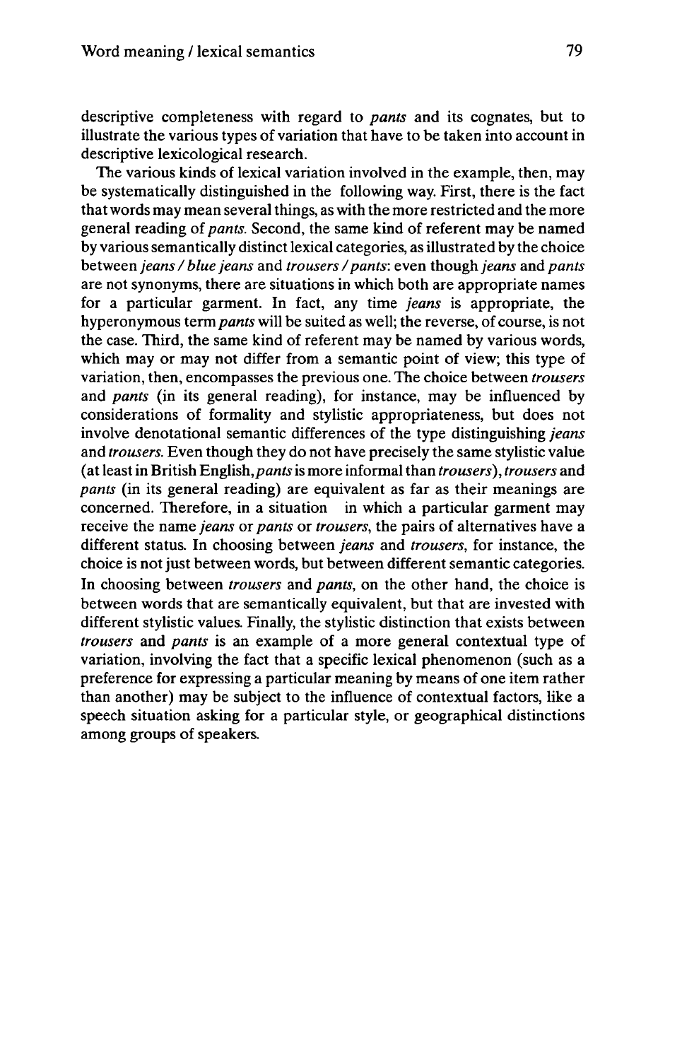descriptive completeness with regard to *pants* and its cognates, but to illustrate the various types of variation that have to be taken into account in descriptive lexicological research.

The various kinds of lexical variation involved in the example, then, may be systematically distinguished in the following way. First, there is the fact that words may mean several things, as with the more restricted and the more general reading of *pants*. Second, the same kind of referent may be named by various semantically distinct lexical categories, as illustrated by the choice between *jeans / blue jeans* and *trousers / pants*: even though *jeans* and *pants* are not synonyms, there are situations in which both are appropriate names for a particular garment. In fact, any time *jeans* is appropriate, the hyperonymous term *pants* will be suited as well; the reverse, of course, is not the case. Third, the same kind of referent may be named by various words, which may or may not differ from a semantic point of view; this type of variation, then, encompasses the previous one. The choice between *trousers* and *pants* (in its general reading), for instance, may be influenced by considerations of formality and stylistic appropriateness, but does not involve denotational semantic differences of the type distinguishing *jeans* and *trousers*. Even though they do not have precisely the same stylistic value (at least in British English, *pants* is more informal than *trousers*), *trousers* and *pants* (in its general reading) are equivalent as far as their meanings are concerned. Therefore, in a situation in which a particular garment may receive the name *jeans* or *pants* or *trousers*, the pairs of alternatives have a different status. In choosing between *jeans* and *trousers*, for instance, the choice is not just between words, but between different semantic categories. In choosing between *trousers* and *pants*, on the other hand, the choice is between words that are semantically equivalent, but that are invested with different stylistic values. Finally, the stylistic distinction that exists between *trousers* and *pants* is an example of a more general contextual type of variation, involving the fact that a specific lexical phenomenon (such as a preference for expressing a particular meaning by means of one item rather than another) may be subject to the influence of contextual factors, like a speech situation asking for a particular style, or geographical distinctions among groups of speakers.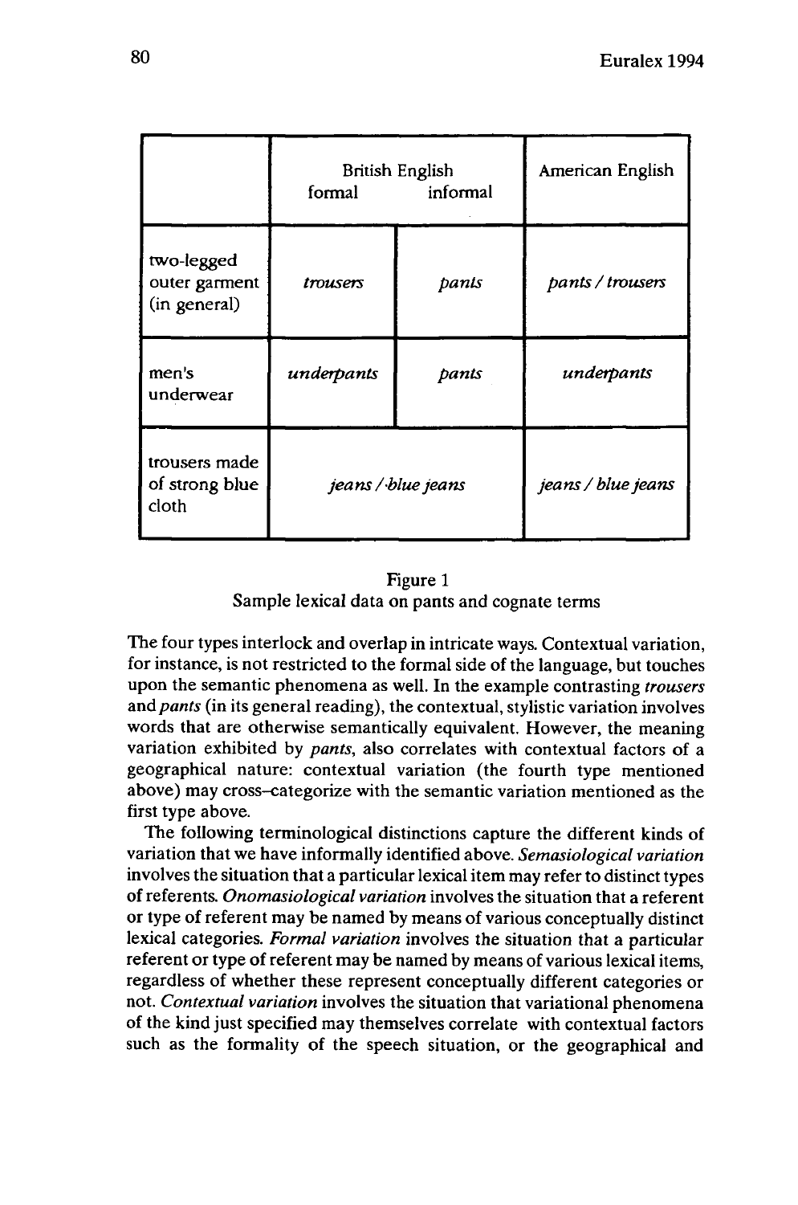| | British English formal | informal | American English |
|---|---|---|---|
| two-legged outer garment (in general) | *trousers* | *pants* | *pants / trousers* |
| men's underwear | *underpants* | *pants* | *underpants* |
| trousers made of strong blue cloth | *jeans / blue jeans* | | *jeans / blue jeans* |

Figure 1
Sample lexical data on pants and cognate terms

The four types interlock and overlap in intricate ways. Contextual variation, for instance, is not restricted to the formal side of the language, but touches upon the semantic phenomena as well. In the example contrasting *trousers* and *pants* (in its general reading), the contextual, stylistic variation involves words that are otherwise semantically equivalent. However, the meaning variation exhibited by *pants*, also correlates with contextual factors of a geographical nature: contextual variation (the fourth type mentioned above) may cross-categorize with the semantic variation mentioned as the first type above.

The following terminological distinctions capture the different kinds of variation that we have informally identified above. *Semasiological variation* involves the situation that a particular lexical item may refer to distinct types of referents. *Onomasiological variation* involves the situation that a referent or type of referent may be named by means of various conceptually distinct lexical categories. *Formal variation* involves the situation that a particular referent or type of referent may be named by means of various lexical items, regardless of whether these represent conceptually different categories or not. *Contextual variation* involves the situation that variational phenomena of the kind just specified may themselves correlate with contextual factors such as the formality of the speech situation, or the geographical and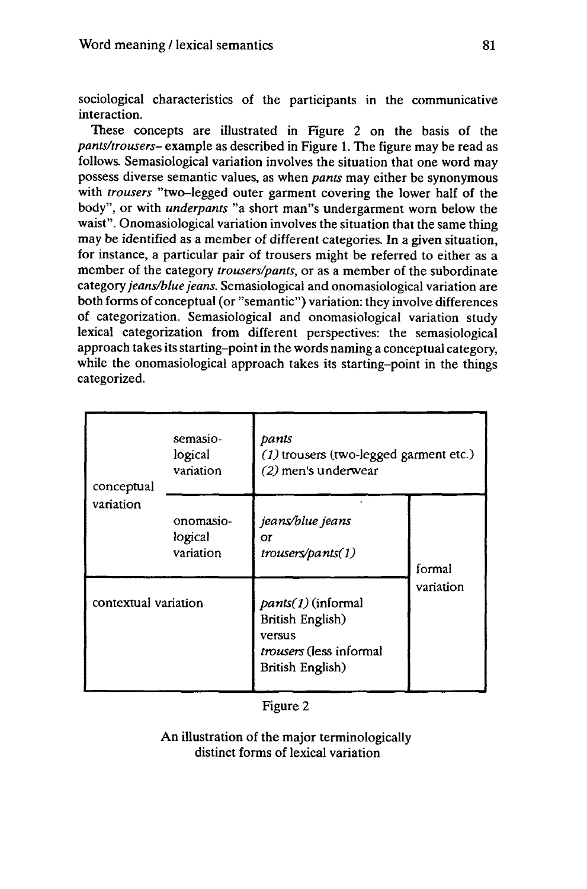sociological characteristics of the participants in the communicative interaction.

These concepts are illustrated in Figure 2 on the basis of the *pants/trousers*- example as described in Figure 1. The figure may be read as follows. Semasiological variation involves the situation that one word may possess diverse semantic values, as when *pants* may either be synonymous with *trousers* "two–legged outer garment covering the lower half of the body", or with *underpants* "a short man"s undergarment worn below the waist". Onomasiological variation involves the situation that the same thing may be identified as a member of different categories. In a given situation, for instance, a particular pair of trousers might be referred to either as a member of the category *trousers/pants*, or as a member of the subordinate category *jeans/blue jeans*. Semasiological and onomasiological variation are both forms of conceptual (or "semantic") variation: they involve differences of categorization. Semasiological and onomasiological variation study lexical categorization from different perspectives: the semasiological approach takes its starting–point in the words naming a conceptual category, while the onomasiological approach takes its starting–point in the things categorized.

| | | | |
|---|---|---|---|
| conceptual variation | semasiological variation | *pants*<br>*(1)* trousers (two-legged garment etc.)<br>*(2)* men's underwear | |
| | onomasiological variation | *jeans/blue jeans*<br>or<br>*trousers/pants(1)* | formal variation |
| contextual variation | | *pants(1)* (informal British English)<br>versus<br>*trousers* (less informal British English) | |

Figure 2

An illustration of the major terminologically distinct forms of lexical variation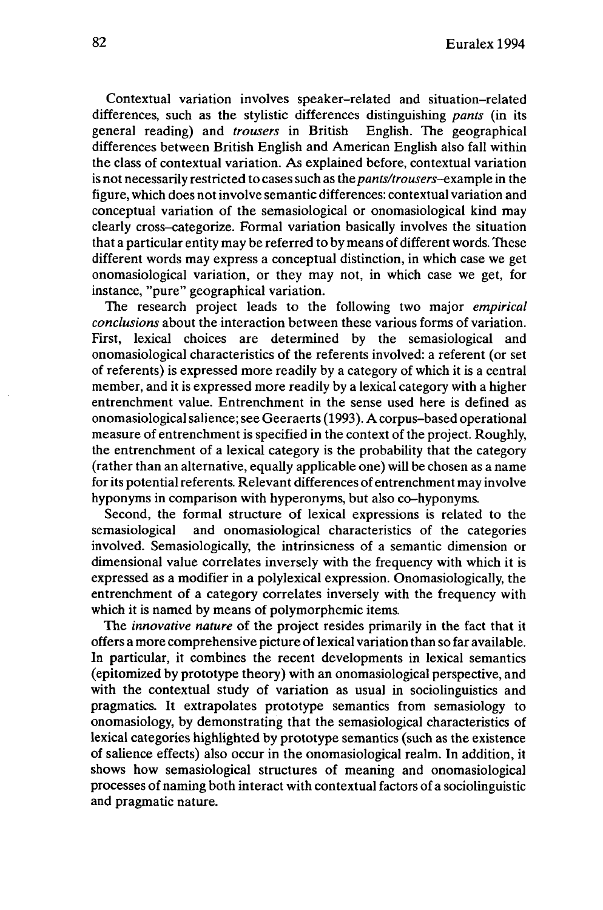Contextual variation involves speaker–related and situation–related differences, such as the stylistic differences distinguishing *pants* (in its general reading) and *trousers* in British English. The geographical differences between British English and American English also fall within the class of contextual variation. As explained before, contextual variation is not necessarily restricted to cases such as the *pants/trousers*–example in the figure, which does not involve semantic differences: contextual variation and conceptual variation of the semasiological or onomasiological kind may clearly cross–categorize. Formal variation basically involves the situation that a particular entity may be referred to by means of different words. These different words may express a conceptual distinction, in which case we get onomasiological variation, or they may not, in which case we get, for instance, "pure" geographical variation.

The research project leads to the following two major *empirical conclusions* about the interaction between these various forms of variation. First, lexical choices are determined by the semasiological and onomasiological characteristics of the referents involved: a referent (or set of referents) is expressed more readily by a category of which it is a central member, and it is expressed more readily by a lexical category with a higher entrenchment value. Entrenchment in the sense used here is defined as onomasiological salience; see Geeraerts (1993). A corpus–based operational measure of entrenchment is specified in the context of the project. Roughly, the entrenchment of a lexical category is the probability that the category (rather than an alternative, equally applicable one) will be chosen as a name for its potential referents. Relevant differences of entrenchment may involve hyponyms in comparison with hyperonyms, but also co–hyponyms.

Second, the formal structure of lexical expressions is related to the semasiological and onomasiological characteristics of the categories involved. Semasiologically, the intrinsicness of a semantic dimension or dimensional value correlates inversely with the frequency with which it is expressed as a modifier in a polylexical expression. Onomasiologically, the entrenchment of a category correlates inversely with the frequency with which it is named by means of polymorphemic items.

The *innovative nature* of the project resides primarily in the fact that it offers a more comprehensive picture of lexical variation than so far available. In particular, it combines the recent developments in lexical semantics (epitomized by prototype theory) with an onomasiological perspective, and with the contextual study of variation as usual in sociolinguistics and pragmatics. It extrapolates prototype semantics from semasiology to onomasiology, by demonstrating that the semasiological characteristics of lexical categories highlighted by prototype semantics (such as the existence of salience effects) also occur in the onomasiological realm. In addition, it shows how semasiological structures of meaning and onomasiological processes of naming both interact with contextual factors of a sociolinguistic and pragmatic nature.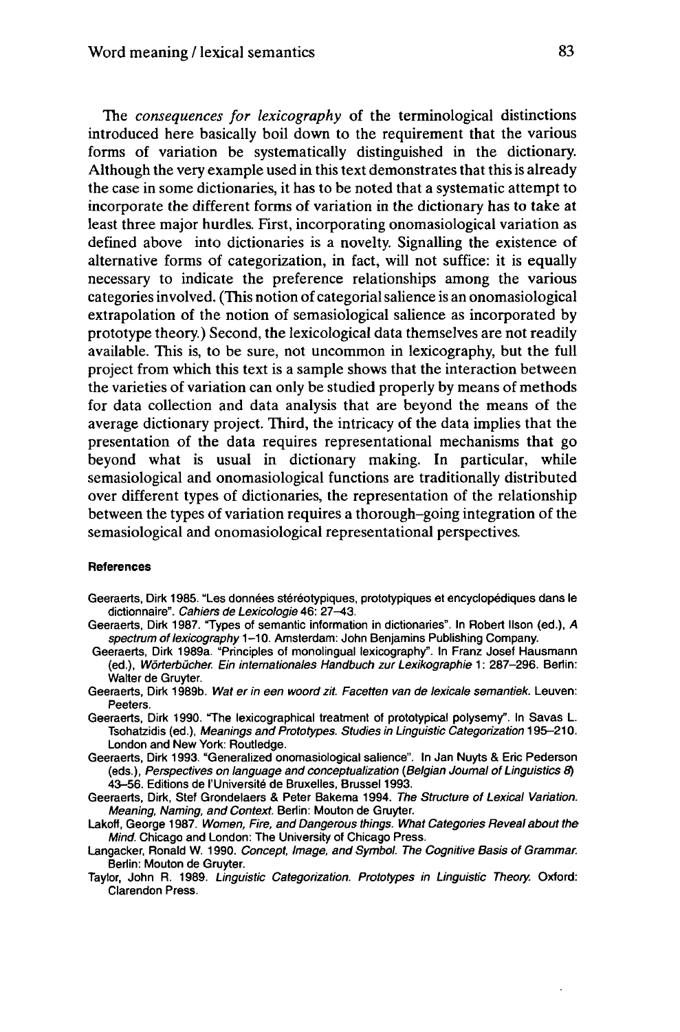The *consequences for lexicography* of the terminological distinctions introduced here basically boil down to the requirement that the various forms of variation be systematically distinguished in the dictionary. Although the very example used in this text demonstrates that this is already the case in some dictionaries, it has to be noted that a systematic attempt to incorporate the different forms of variation in the dictionary has to take at least three major hurdles. First, incorporating onomasiological variation as defined above into dictionaries is a novelty. Signalling the existence of alternative forms of categorization, in fact, will not suffice: it is equally necessary to indicate the preference relationships among the various categories involved. (This notion of categorial salience is an onomasiological extrapolation of the notion of semasiological salience as incorporated by prototype theory.) Second, the lexicological data themselves are not readily available. This is, to be sure, not uncommon in lexicography, but the full project from which this text is a sample shows that the interaction between the varieties of variation can only be studied properly by means of methods for data collection and data analysis that are beyond the means of the average dictionary project. Third, the intricacy of the data implies that the presentation of the data requires representational mechanisms that go beyond what is usual in dictionary making. In particular, while semasiological and onomasiological functions are traditionally distributed over different types of dictionaries, the representation of the relationship between the types of variation requires a thorough-going integration of the semasiological and onomasiological representational perspectives.

#### References

Geeraerts, Dirk 1985. "Les données stéréotypiques, prototypiques et encyclopédiques dans le dictionnaire". *Cahiers de Lexicologie* 46: 27–43.

Geeraerts, Dirk 1987. "Types of semantic information in dictionaries". In Robert Ilson (ed.), *A spectrum of lexicography* 1–10. Amsterdam: John Benjamins Publishing Company.

Geeraerts, Dirk 1989a. "Principles of monolingual lexicography". In Franz Josef Hausmann (ed.), *Wörterbücher. Ein internationales Handbuch zur Lexikographie* 1: 287–296. Berlin: Walter de Gruyter.

Geeraerts, Dirk 1989b. *Wat er in een woord zit. Facetten van de lexicale semantiek.* Leuven: Peeters.

Geeraerts, Dirk 1990. "The lexicographical treatment of prototypical polysemy". In Savas L. Tsohatzidis (ed.), *Meanings and Prototypes. Studies in Linguistic Categorization* 195–210. London and New York: Routledge.

Geeraerts, Dirk 1993. "Generalized onomasiological salience". In Jan Nuyts & Eric Pederson (eds.), *Perspectives on language and conceptualization (Belgian Journal of Linguistics 8)* 43–56. Editions de l'Université de Bruxelles, Brussel 1993.

Geeraerts, Dirk, Stef Grondelaers & Peter Bakema 1994. *The Structure of Lexical Variation. Meaning, Naming, and Context.* Berlin: Mouton de Gruyter.

Lakoff, George 1987. *Women, Fire, and Dangerous things. What Categories Reveal about the Mind.* Chicago and London: The University of Chicago Press.

Langacker, Ronald W. 1990. *Concept, Image, and Symbol. The Cognitive Basis of Grammar.* Berlin: Mouton de Gruyter.

Taylor, John R. 1989. *Linguistic Categorization. Prototypes in Linguistic Theory.* Oxford: Clarendon Press.